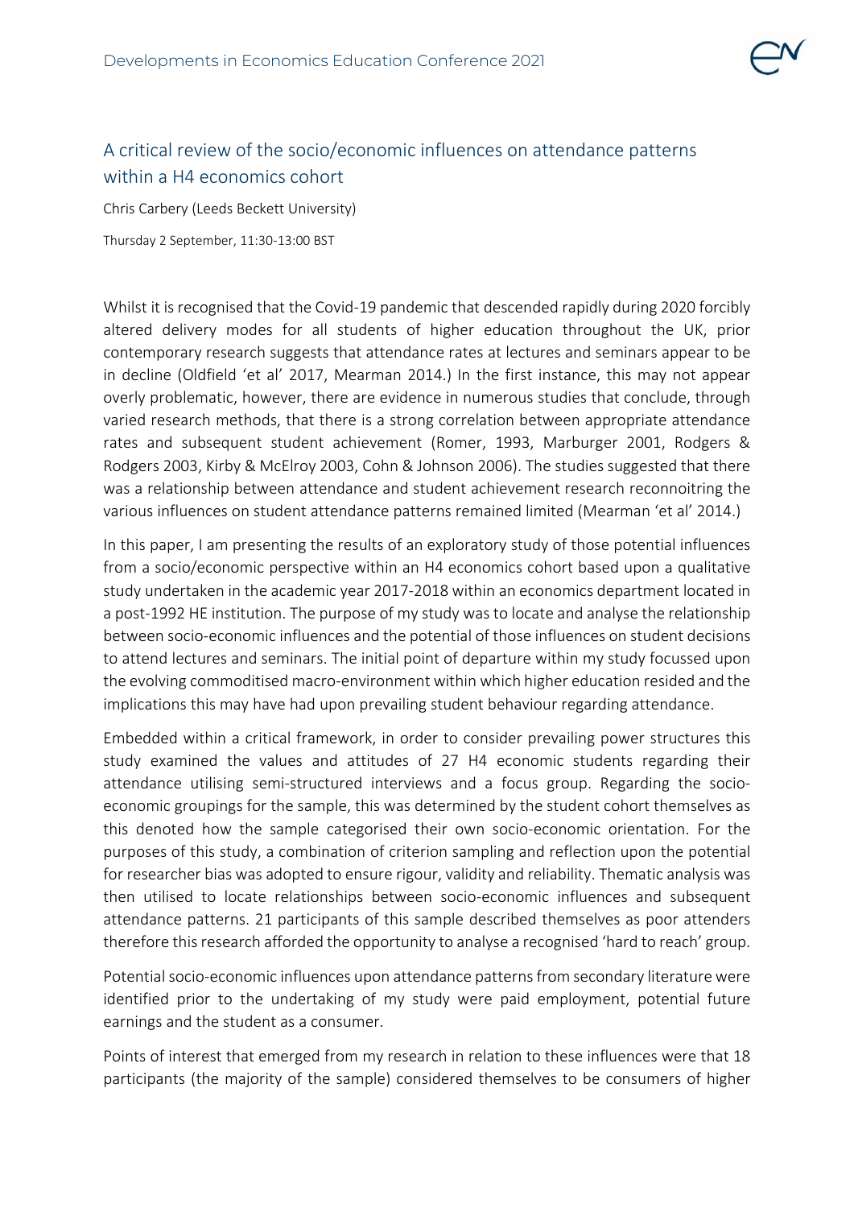# A critical review of the socio/economic influences on attendance patterns within a H4 economics cohort

Chris Carbery (Leeds Beckett University)

Thursday 2 September, 11:30-13:00 BST

Whilst it is recognised that the Covid-19 pandemic that descended rapidly during 2020 forcibly altered delivery modes for all students of higher education throughout the UK, prior contemporary research suggests that attendance rates at lectures and seminars appear to be in decline (Oldfield 'et al' 2017, Mearman 2014.) In the first instance, this may not appear overly problematic, however, there are evidence in numerous studies that conclude, through varied research methods, that there is a strong correlation between appropriate attendance rates and subsequent student achievement (Romer, 1993, Marburger 2001, Rodgers & Rodgers 2003, Kirby & McElroy 2003, Cohn & Johnson 2006). The studies suggested that there was a relationship between attendance and student achievement research reconnoitring the various influences on student attendance patterns remained limited (Mearman 'et al' 2014.)

In this paper, I am presenting the results of an exploratory study of those potential influences from a socio/economic perspective within an H4 economics cohort based upon a qualitative study undertaken in the academic year 2017-2018 within an economics department located in a post-1992 HE institution. The purpose of my study was to locate and analyse the relationship between socio-economic influences and the potential of those influences on student decisions to attend lectures and seminars. The initial point of departure within my study focussed upon the evolving commoditised macro-environment within which higher education resided and the implications this may have had upon prevailing student behaviour regarding attendance.

Embedded within a critical framework, in order to consider prevailing power structures this study examined the values and attitudes of 27 H4 economic students regarding their attendance utilising semi-structured interviews and a focus group. Regarding the socio-economic groupings for the sample, this was determined by the student cohort themselves as this denoted how the sample categorised their own socio-economic orientation. For the purposes of this study, a combination of criterion sampling and reflection upon the potential for researcher bias was adopted to ensure rigour, validity and reliability. Thematic analysis was then utilised to locate relationships between socio-economic influences and subsequent attendance patterns. 21 participants of this sample described themselves as poor attenders therefore this research afforded the opportunity to analyse a recognised 'hard to reach' group.

Potential socio-economic influences upon attendance patterns from secondary literature were identified prior to the undertaking of my study were paid employment, potential future earnings and the student as a consumer.

Points of interest that emerged from my research in relation to these influences were that 18 participants (the majority of the sample) considered themselves to be consumers of higher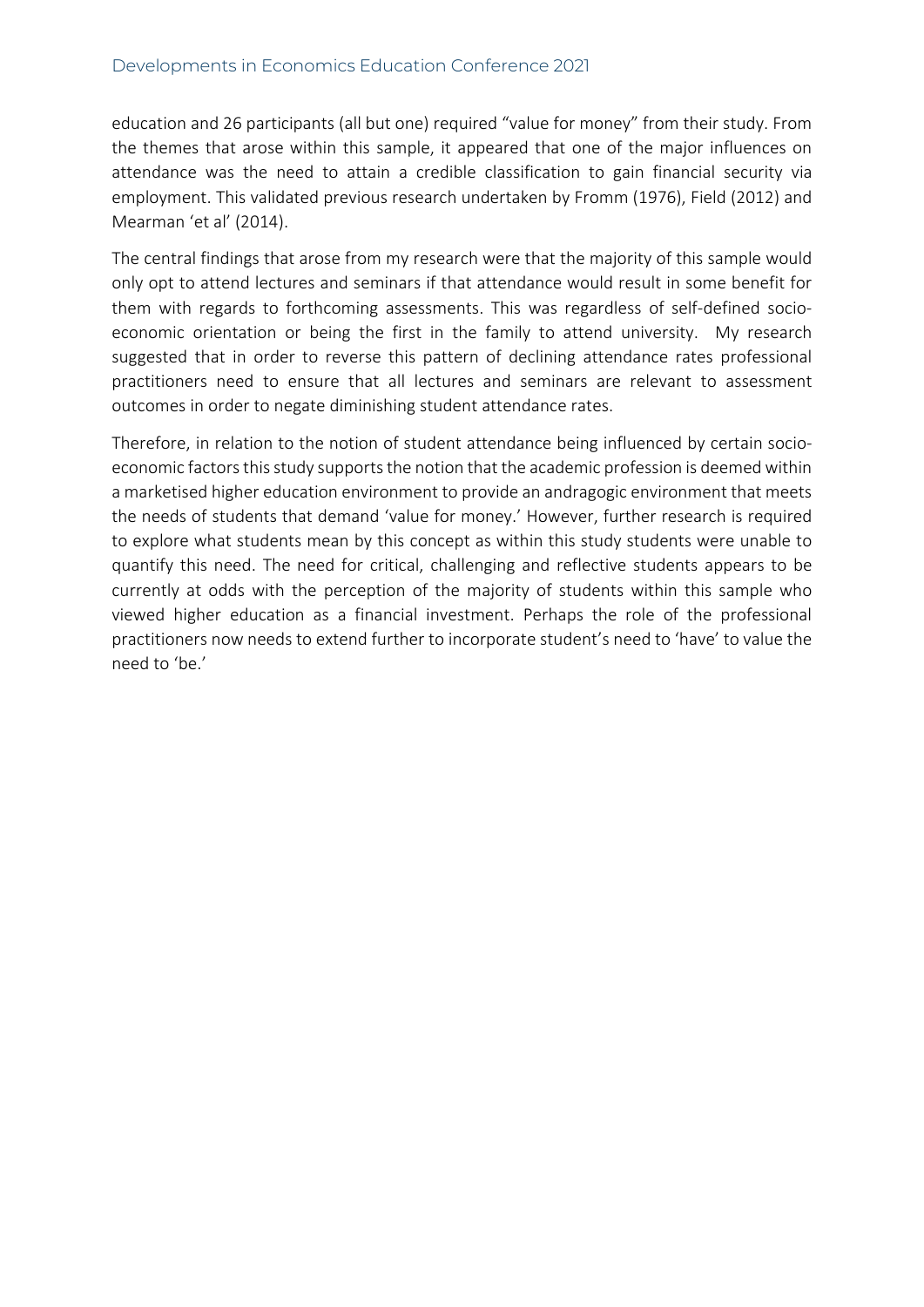education and 26 participants (all but one) required "value for money" from their study. From the themes that arose within this sample, it appeared that one of the major influences on attendance was the need to attain a credible classification to gain financial security via employment. This validated previous research undertaken by Fromm (1976), Field (2012) and Mearman 'et al' (2014).

The central findings that arose from my research were that the majority of this sample would only opt to attend lectures and seminars if that attendance would result in some benefit for them with regards to forthcoming assessments. This was regardless of self-defined socio-economic orientation or being the first in the family to attend university. My research suggested that in order to reverse this pattern of declining attendance rates professional practitioners need to ensure that all lectures and seminars are relevant to assessment outcomes in order to negate diminishing student attendance rates.

Therefore, in relation to the notion of student attendance being influenced by certain socio-economic factors this study supports the notion that the academic profession is deemed within a marketised higher education environment to provide an andragogic environment that meets the needs of students that demand 'value for money.' However, further research is required to explore what students mean by this concept as within this study students were unable to quantify this need. The need for critical, challenging and reflective students appears to be currently at odds with the perception of the majority of students within this sample who viewed higher education as a financial investment. Perhaps the role of the professional practitioners now needs to extend further to incorporate student's need to 'have' to value the need to 'be.'